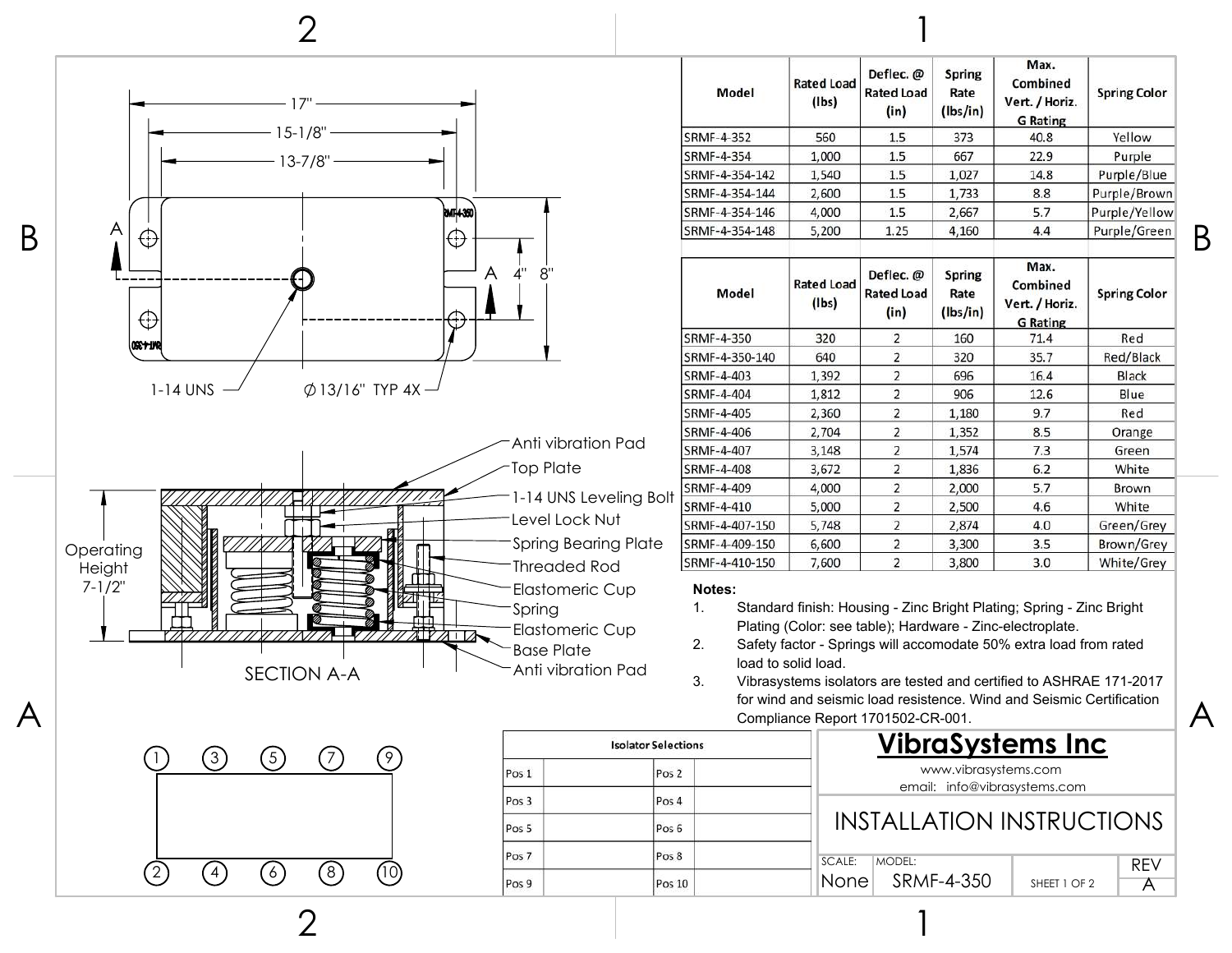| Model | Rated Load (lbs) | Deflec. @ Rated Load (in) | Spring Rate (lbs/in) | Max. Combined Vert. / Horiz. G Rating | Spring Color |
|---|---|---|---|---|---|
| SRMF-4-352 | 560 | 1.5 | 373 | 40.8 | Yellow |
| SRMF-4-354 | 1,000 | 1.5 | 667 | 22.9 | Purple |
| SRMF-4-354-142 | 1,540 | 1.5 | 1,027 | 14.8 | Purple/Blue |
| SRMF-4-354-144 | 2,600 | 1.5 | 1,733 | 8.8 | Purple/Brown |
| SRMF-4-354-146 | 4,000 | 1.5 | 2,667 | 5.7 | Purple/Yellow |
| SRMF-4-354-148 | 5,200 | 1.25 | 4,160 | 4.4 | Purple/Green |

| Model | Rated Load (lbs) | Deflec. @ Rated Load (in) | Spring Rate (lbs/in) | Max. Combined Vert. / Horiz. G Rating | Spring Color |
|---|---|---|---|---|---|
| SRMF-4-350 | 320 | 2 | 160 | 71.4 | Red |
| SRMF-4-350-140 | 640 | 2 | 320 | 35.7 | Red/Black |
| SRMF-4-403 | 1,392 | 2 | 696 | 16.4 | Black |
| SRMF-4-404 | 1,812 | 2 | 906 | 12.6 | Blue |
| SRMF-4-405 | 2,360 | 2 | 1,180 | 9.7 | Red |
| SRMF-4-406 | 2,704 | 2 | 1,352 | 8.5 | Orange |
| SRMF-4-407 | 3,148 | 2 | 1,574 | 7.3 | Green |
| SRMF-4-408 | 3,672 | 2 | 1,836 | 6.2 | White |
| SRMF-4-409 | 4,000 | 2 | 2,000 | 5.7 | Brown |
| SRMF-4-410 | 5,000 | 2 | 2,500 | 4.6 | White |
| SRMF-4-407-150 | 5,748 | 2 | 2,874 | 4.0 | Green/Grey |
| SRMF-4-409-150 | 6,600 | 2 | 3,300 | 3.5 | Brown/Grey |
| SRMF-4-410-150 | 7,600 | 2 | 3,800 | 3.0 | White/Grey |

17"
15-1/8"
13-7/8"
4"
8"
A
A
1-14 UNS
Ø13/16" TYP 4X

Operating Height 7-1/2"

- Anti vibration Pad
- Top Plate
- 1-14 UNS Leveling Bolt
- Level Lock Nut
- Spring Bearing Plate
- Threaded Rod
- Elastomeric Cup
- Spring
- Elastomeric Cup
- Base Plate
- Anti vibration Pad

SECTION A-A

**Notes:**

1. Standard finish: Housing - Zinc Bright Plating; Spring - Zinc Bright Plating (Color: see table); Hardware - Zinc-electroplate.
2. Safety factor - Springs will accomodate 50% extra load from rated load to solid load.
3. Vibrasystems isolators are tested and certified to ASHRAE 171-2017 for wind and seismic load resistence. Wind and Seismic Certification Compliance Report 1701502-CR-001.

1 3 5 7 9

2 4 6 8 10

| Isolator Selections | | | |
|---|---|---|---|
| Pos 1 | | Pos 2 | |
| Pos 3 | | Pos 4 | |
| Pos 5 | | Pos 6 | |
| Pos 7 | | Pos 8 | |
| Pos 9 | | Pos 10 | |

**VibraSystems Inc**

www.vibrasystems.com
email: info@vibrasystems.com

INSTALLATION INSTRUCTIONS

| SCALE: | MODEL: | | REV |
|---|---|---|---|
| None | SRMF-4-350 | SHEET 1 OF 2 | A |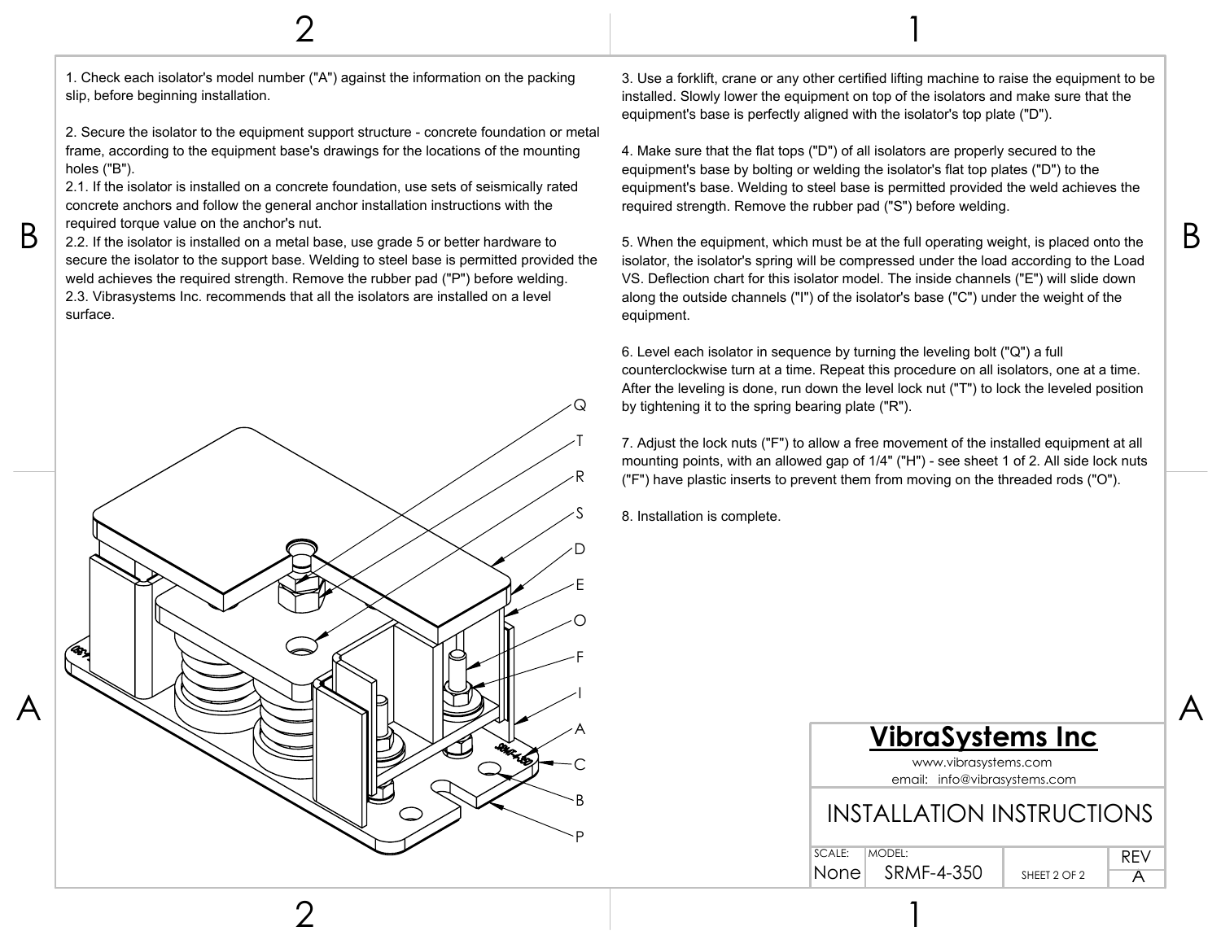1. Check each isolator's model number ("A") against the information on the packing slip, before beginning installation.

2. Secure the isolator to the equipment support structure - concrete foundation or metal frame, according to the equipment base's drawings for the locations of the mounting holes ("B").
2.1. If the isolator is installed on a concrete foundation, use sets of seismically rated concrete anchors and follow the general anchor installation instructions with the required torque value on the anchor's nut.
2.2. If the isolator is installed on a metal base, use grade 5 or better hardware to secure the isolator to the support base. Welding to steel base is permitted provided the weld achieves the required strength. Remove the rubber pad ("P") before welding.
2.3. Vibrasystems Inc. recommends that all the isolators are installed on a level surface.

3. Use a forklift, crane or any other certified lifting machine to raise the equipment to be installed. Slowly lower the equipment on top of the isolators and make sure that the equipment's base is perfectly aligned with the isolator's top plate ("D").

4. Make sure that the flat tops ("D") of all isolators are properly secured to the equipment's base by bolting or welding the isolator's flat top plates ("D") to the equipment's base. Welding to steel base is permitted provided the weld achieves the required strength. Remove the rubber pad ("S") before welding.

5. When the equipment, which must be at the full operating weight, is placed onto the isolator, the isolator's spring will be compressed under the load according to the Load VS. Deflection chart for this isolator model. The inside channels ("E") will slide down along the outside channels ("I") of the isolator's base ("C") under the weight of the equipment.

6. Level each isolator in sequence by turning the leveling bolt ("Q") a full counterclockwise turn at a time. Repeat this procedure on all isolators, one at a time. After the leveling is done, run down the level lock nut ("T") to lock the leveled position by tightening it to the spring bearing plate ("R").

7. Adjust the lock nuts ("F") to allow a free movement of the installed equipment at all mounting points, with an allowed gap of 1/4" ("H") - see sheet 1 of 2. All side lock nuts ("F") have plastic inserts to prevent them from moving on the threaded rods ("O").

8. Installation is complete.

Q
T
R
S
D
E
O
F
I
A
C
B
P

SRMF-4-350

**VibraSystems Inc**

www.vibrasystems.com
email: info@vibrasystems.com

INSTALLATION INSTRUCTIONS

| SCALE: | MODEL: | | REV |
|---|---|---|---|
| None | SRMF-4-350 | SHEET 2 OF 2 | A |